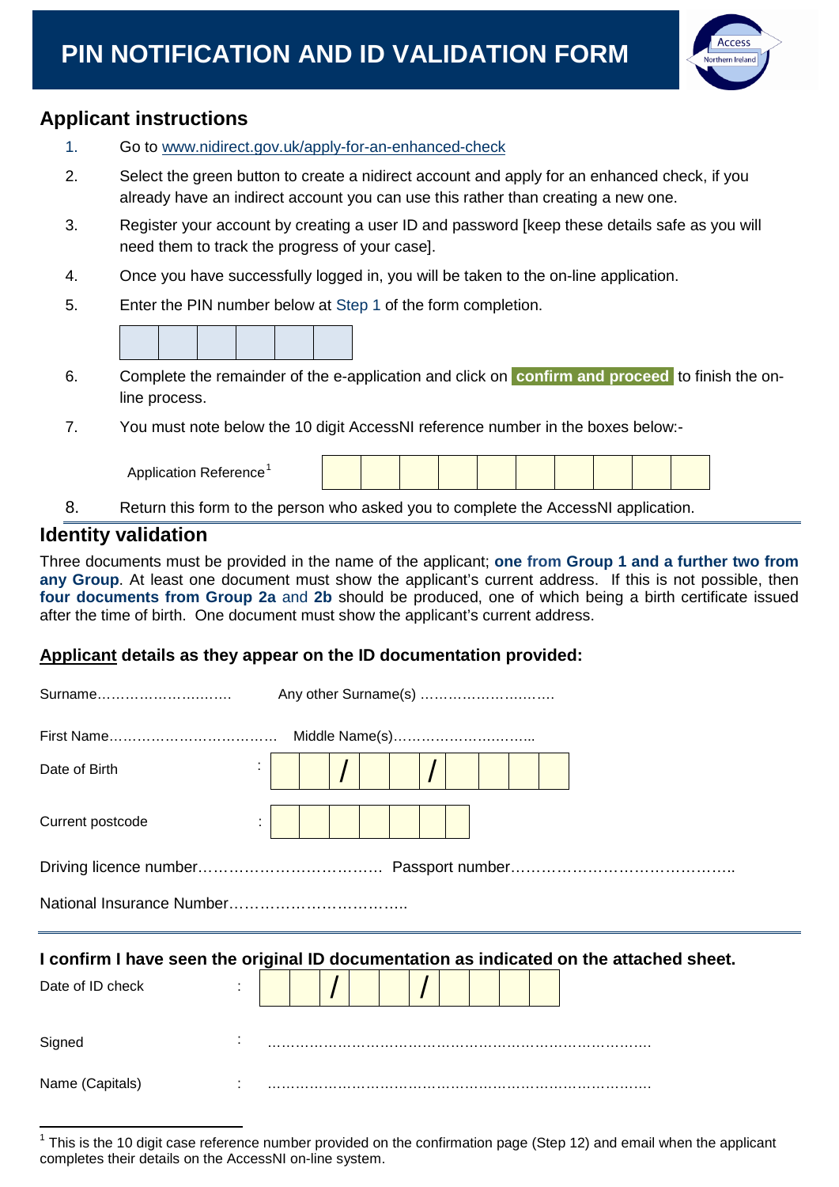# PIN NOTIFICATION AND ID VALIDATION FORM

## Applicant instructions

1. Go to www.nidirect.gov.uk/apply-for-an-enhanced-check
2. Select the green button to create a nidirect account and apply for an enhanced check, if you already have an indirect account you can use this rather than creating a new one.
3. Register your account by creating a user ID and password [keep these details safe as you will need them to track the progress of your case].
4. Once you have successfully logged in, you will be taken to the on-line application.
5. Enter the PIN number below at Step 1 of the form completion.

| | | | | | |
|---|---|---|---|---|---|
| | | | | | |

6. Complete the remainder of the e-application and click on **confirm and proceed** to finish the on-line process.
7. You must note below the 10 digit AccessNI reference number in the boxes below:-

Application Reference[1]

| | | | | | | | | | |
|---|---|---|---|---|---|---|---|---|---|
| | | | | | | | | | |

8. Return this form to the person who asked you to complete the AccessNI application.

## Identity validation

Three documents must be provided in the name of the applicant; **one from Group 1 and a further two from any Group**. At least one document must show the applicant's current address. If this is not possible, then **four documents from Group 2a** and **2b** should be produced, one of which being a birth certificate issued after the time of birth. One document must show the applicant's current address.

**Applicant details as they appear on the ID documentation provided:**

Surname………………………. Any other Surname(s) ……………………….

First Name……………………………… Middle Name(s)………………………...

Date of Birth : _ _ / _ _ / _ _ _ _

Current postcode : _ _ _ _ _ _ _

Driving licence number…………………………….. Passport number……………………………………..

National Insurance Number……………………………..

**I confirm I have seen the original ID documentation as indicated on the attached sheet.**

Date of ID check : _ _ / _ _ / _ _ _ _

Signed : ………………………………………………………………………..

Name (Capitals) : ………………………………………………………………………..

[1] This is the 10 digit case reference number provided on the confirmation page (Step 12) and email when the applicant completes their details on the AccessNI on-line system.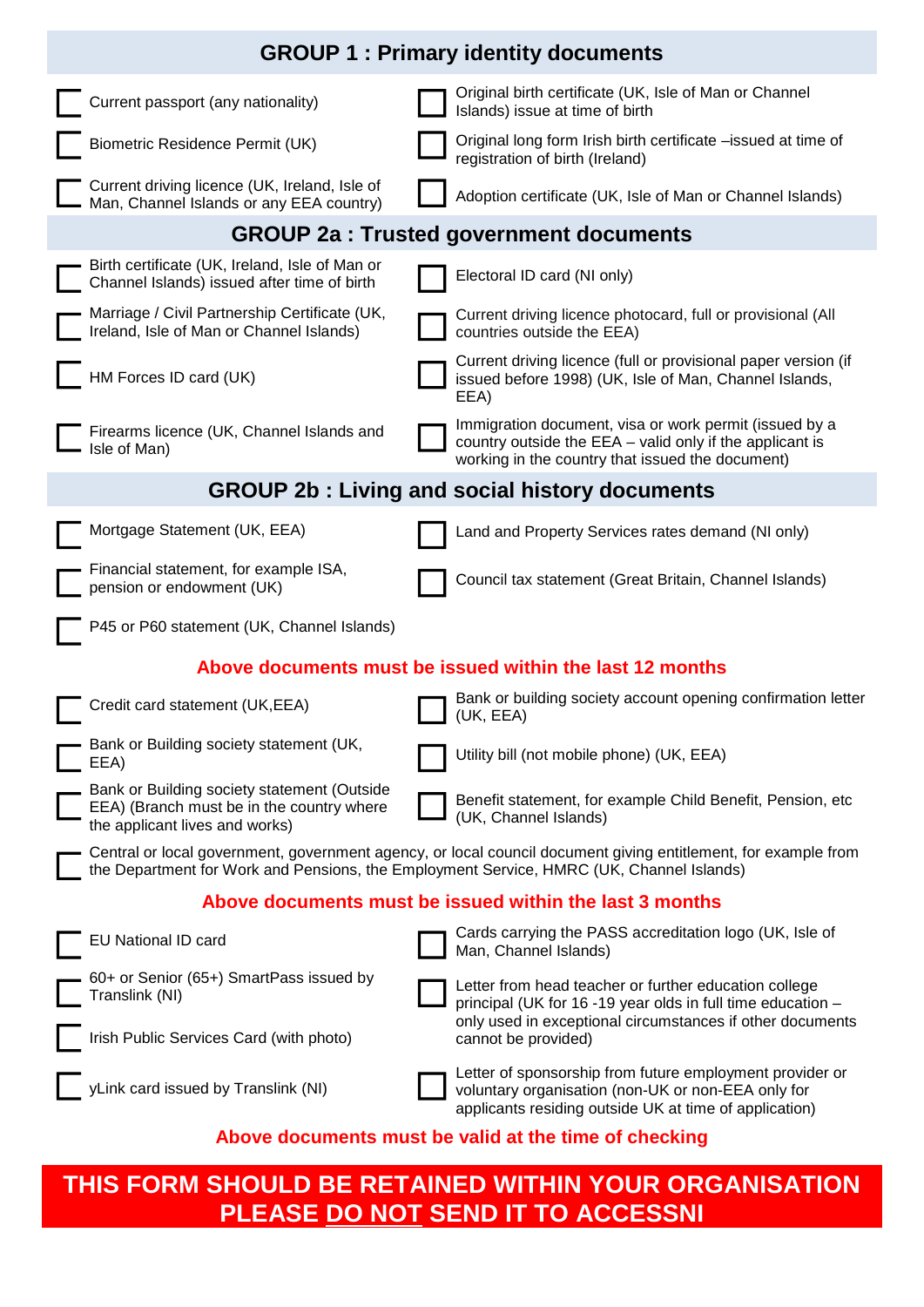## GROUP 1 : Primary identity documents

- Current passport (any nationality)
- Biometric Residence Permit (UK)
- Current driving licence (UK, Ireland, Isle of Man, Channel Islands or any EEA country)
- Original birth certificate (UK, Isle of Man or Channel Islands) issue at time of birth
- Original long form Irish birth certificate –issued at time of registration of birth (Ireland)
- Adoption certificate (UK, Isle of Man or Channel Islands)

## GROUP 2a : Trusted government documents

- Birth certificate (UK, Ireland, Isle of Man or Channel Islands) issued after time of birth
- Marriage / Civil Partnership Certificate (UK, Ireland, Isle of Man or Channel Islands)
- HM Forces ID card (UK)
- Firearms licence (UK, Channel Islands and Isle of Man)
- Electoral ID card (NI only)
- Current driving licence photocard, full or provisional (All countries outside the EEA)
- Current driving licence (full or provisional paper version (if issued before 1998) (UK, Isle of Man, Channel Islands, EEA)
- Immigration document, visa or work permit (issued by a country outside the EEA – valid only if the applicant is working in the country that issued the document)

## GROUP 2b : Living and social history documents

- Mortgage Statement (UK, EEA)
- Financial statement, for example ISA, pension or endowment (UK)
- P45 or P60 statement (UK, Channel Islands)
- Land and Property Services rates demand (NI only)
- Council tax statement (Great Britain, Channel Islands)

**Above documents must be issued within the last 12 months**

- Credit card statement (UK,EEA)
- Bank or Building society statement (UK, EEA)
- Bank or Building society statement (Outside EEA) (Branch must be in the country where the applicant lives and works)
- Bank or building society account opening confirmation letter (UK, EEA)
- Utility bill (not mobile phone) (UK, EEA)
- Benefit statement, for example Child Benefit, Pension, etc (UK, Channel Islands)
- Central or local government, government agency, or local council document giving entitlement, for example from the Department for Work and Pensions, the Employment Service, HMRC (UK, Channel Islands)

**Above documents must be issued within the last 3 months**

- EU National ID card
- 60+ or Senior (65+) SmartPass issued by Translink (NI)
- Irish Public Services Card (with photo)
- yLink card issued by Translink (NI)
- Cards carrying the PASS accreditation logo (UK, Isle of Man, Channel Islands)
- Letter from head teacher or further education college principal (UK for 16 -19 year olds in full time education – only used in exceptional circumstances if other documents cannot be provided)
- Letter of sponsorship from future employment provider or voluntary organisation (non-UK or non-EEA only for applicants residing outside UK at time of application)

**Above documents must be valid at the time of checking**

**THIS FORM SHOULD BE RETAINED WITHIN YOUR ORGANISATION**
**PLEASE DO NOT SEND IT TO ACCESSNI**